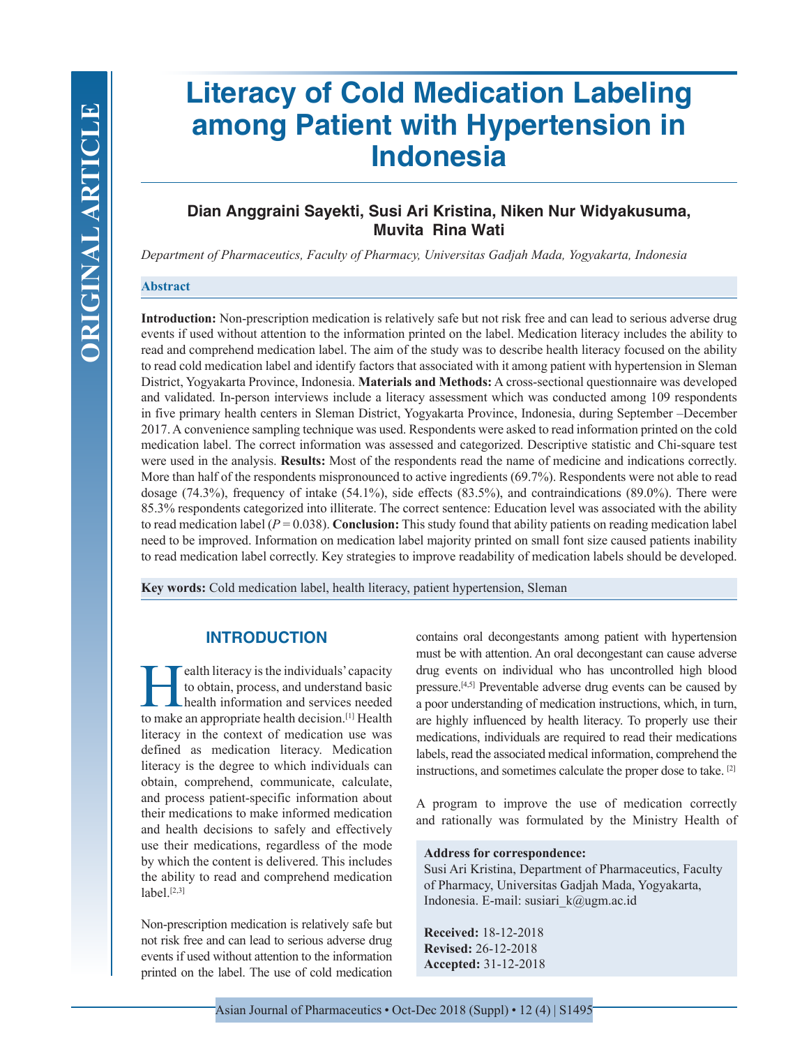# Literacy of Cold Medication Labeling among Patient with Hypertension in Indonesia

**Dian Anggraini Sayekti, Susi Ari Kristina, Niken Nur Widyakusuma, Muvita Rina Wati**

*Department of Pharmaceutics, Faculty of Pharmacy, Universitas Gadjah Mada, Yogyakarta, Indonesia*

## Abstract

**Introduction:** Non-prescription medication is relatively safe but not risk free and can lead to serious adverse drug events if used without attention to the information printed on the label. Medication literacy includes the ability to read and comprehend medication label. The aim of the study was to describe health literacy focused on the ability to read cold medication label and identify factors that associated with it among patient with hypertension in Sleman District, Yogyakarta Province, Indonesia. **Materials and Methods:** A cross-sectional questionnaire was developed and validated. In-person interviews include a literacy assessment which was conducted among 109 respondents in five primary health centers in Sleman District, Yogyakarta Province, Indonesia, during September –December 2017. A convenience sampling technique was used. Respondents were asked to read information printed on the cold medication label. The correct information was assessed and categorized. Descriptive statistic and Chi-square test were used in the analysis. **Results:** Most of the respondents read the name of medicine and indications correctly. More than half of the respondents mispronounced to active ingredients (69.7%). Respondents were not able to read dosage (74.3%), frequency of intake (54.1%), side effects (83.5%), and contraindications (89.0%). There were 85.3% respondents categorized into illiterate. The correct sentence: Education level was associated with the ability to read medication label ($P = 0.038$). **Conclusion:** This study found that ability patients on reading medication label need to be improved. Information on medication label majority printed on small font size caused patients inability to read medication label correctly. Key strategies to improve readability of medication labels should be developed.

**Key words:** Cold medication label, health literacy, patient hypertension, Sleman

## INTRODUCTION

Health literacy is the individuals' capacity to obtain, process, and understand basic health information and services needed to make an appropriate health decision.[1] Health literacy in the context of medication use was defined as medication literacy. Medication literacy is the degree to which individuals can obtain, comprehend, communicate, calculate, and process patient-specific information about their medications to make informed medication and health decisions to safely and effectively use their medications, regardless of the mode by which the content is delivered. This includes the ability to read and comprehend medication label.[2,3]

Non-prescription medication is relatively safe but not risk free and can lead to serious adverse drug events if used without attention to the information printed on the label. The use of cold medication contains oral decongestants among patient with hypertension must be with attention. An oral decongestant can cause adverse drug events on individual who has uncontrolled high blood pressure.[4,5] Preventable adverse drug events can be caused by a poor understanding of medication instructions, which, in turn, are highly influenced by health literacy. To properly use their medications, individuals are required to read their medications labels, read the associated medical information, comprehend the instructions, and sometimes calculate the proper dose to take.[2]

A program to improve the use of medication correctly and rationally was formulated by the Ministry Health of

**Address for correspondence:**
Susi Ari Kristina, Department of Pharmaceutics, Faculty of Pharmacy, Universitas Gadjah Mada, Yogyakarta, Indonesia. E-mail: susiari_k@ugm.ac.id

**Received:** 18-12-2018
**Revised:** 26-12-2018
**Accepted:** 31-12-2018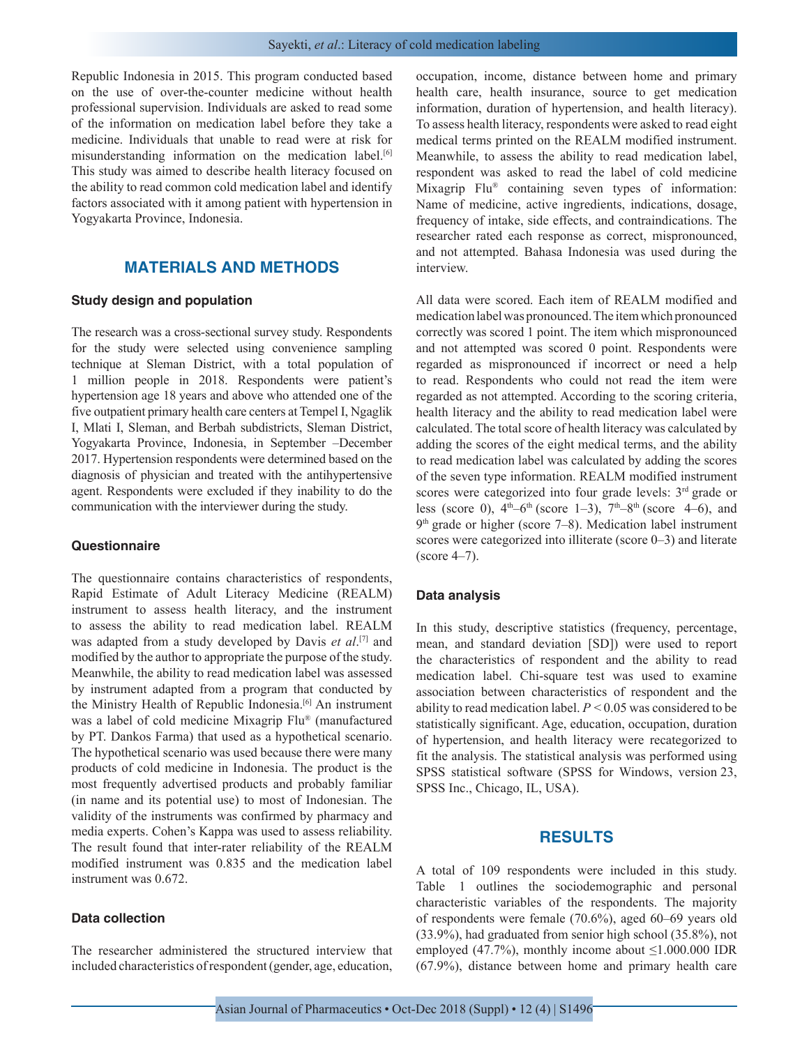Republic Indonesia in 2015. This program conducted based on the use of over-the-counter medicine without health professional supervision. Individuals are asked to read some of the information on medication label before they take a medicine. Individuals that unable to read were at risk for misunderstanding information on the medication label.[6] This study was aimed to describe health literacy focused on the ability to read common cold medication label and identify factors associated with it among patient with hypertension in Yogyakarta Province, Indonesia.

## MATERIALS AND METHODS

### Study design and population

The research was a cross-sectional survey study. Respondents for the study were selected using convenience sampling technique at Sleman District, with a total population of 1 million people in 2018. Respondents were patient's hypertension age 18 years and above who attended one of the five outpatient primary health care centers at Tempel I, Ngaglik I, Mlati I, Sleman, and Berbah subdistricts, Sleman District, Yogyakarta Province, Indonesia, in September –December 2017. Hypertension respondents were determined based on the diagnosis of physician and treated with the antihypertensive agent. Respondents were excluded if they inability to do the communication with the interviewer during the study.

### Questionnaire

The questionnaire contains characteristics of respondents, Rapid Estimate of Adult Literacy Medicine (REALM) instrument to assess health literacy, and the instrument to assess the ability to read medication label. REALM was adapted from a study developed by Davis *et al*.[7] and modified by the author to appropriate the purpose of the study. Meanwhile, the ability to read medication label was assessed by instrument adapted from a program that conducted by the Ministry Health of Republic Indonesia.[6] An instrument was a label of cold medicine Mixagrip Flu® (manufactured by PT. Dankos Farma) that used as a hypothetical scenario. The hypothetical scenario was used because there were many products of cold medicine in Indonesia. The product is the most frequently advertised products and probably familiar (in name and its potential use) to most of Indonesian. The validity of the instruments was confirmed by pharmacy and media experts. Cohen's Kappa was used to assess reliability. The result found that inter-rater reliability of the REALM modified instrument was 0.835 and the medication label instrument was 0.672.

### Data collection

The researcher administered the structured interview that included characteristics of respondent (gender, age, education, occupation, income, distance between home and primary health care, health insurance, source to get medication information, duration of hypertension, and health literacy). To assess health literacy, respondents were asked to read eight medical terms printed on the REALM modified instrument. Meanwhile, to assess the ability to read medication label, respondent was asked to read the label of cold medicine Mixagrip Flu® containing seven types of information: Name of medicine, active ingredients, indications, dosage, frequency of intake, side effects, and contraindications. The researcher rated each response as correct, mispronounced, and not attempted. Bahasa Indonesia was used during the interview.

All data were scored. Each item of REALM modified and medication label was pronounced. The item which pronounced correctly was scored 1 point. The item which mispronounced and not attempted was scored 0 point. Respondents were regarded as mispronounced if incorrect or need a help to read. Respondents who could not read the item were regarded as not attempted. According to the scoring criteria, health literacy and the ability to read medication label were calculated. The total score of health literacy was calculated by adding the scores of the eight medical terms, and the ability to read medication label was calculated by adding the scores of the seven type information. REALM modified instrument scores were categorized into four grade levels: 3rd grade or less (score 0), 4th–6th (score 1–3), 7th–8th (score 4–6), and 9th grade or higher (score 7–8). Medication label instrument scores were categorized into illiterate (score 0–3) and literate (score 4–7).

### Data analysis

In this study, descriptive statistics (frequency, percentage, mean, and standard deviation [SD]) were used to report the characteristics of respondent and the ability to read medication label. Chi-square test was used to examine association between characteristics of respondent and the ability to read medication label. $P < 0.05$ was considered to be statistically significant. Age, education, occupation, duration of hypertension, and health literacy were recategorized to fit the analysis. The statistical analysis was performed using SPSS statistical software (SPSS for Windows, version 23, SPSS Inc., Chicago, IL, USA).

## RESULTS

A total of 109 respondents were included in this study. Table 1 outlines the sociodemographic and personal characteristic variables of the respondents. The majority of respondents were female (70.6%), aged 60–69 years old (33.9%), had graduated from senior high school (35.8%), not employed (47.7%), monthly income about ≤1.000.000 IDR (67.9%), distance between home and primary health care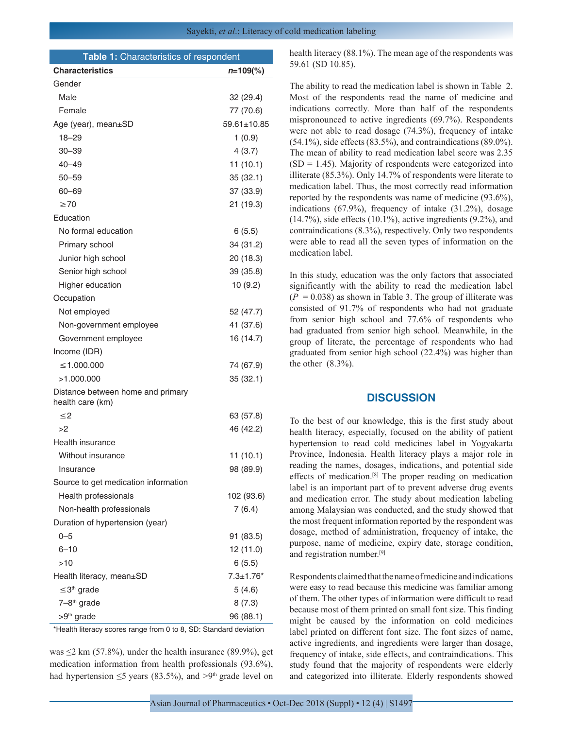**Table 1:** Characteristics of respondent

| Characteristics | n=109(%) |
|---|---|
| Gender | |
| Male | 32 (29.4) |
| Female | 77 (70.6) |
| Age (year), mean±SD | 59.61±10.85 |
| 18–29 | 1 (0.9) |
| 30–39 | 4 (3.7) |
| 40–49 | 11 (10.1) |
| 50–59 | 35 (32.1) |
| 60–69 | 37 (33.9) |
| ≥70 | 21 (19.3) |
| Education | |
| No formal education | 6 (5.5) |
| Primary school | 34 (31.2) |
| Junior high school | 20 (18.3) |
| Senior high school | 39 (35.8) |
| Higher education | 10 (9.2) |
| Occupation | |
| Not employed | 52 (47.7) |
| Non-government employee | 41 (37.6) |
| Government employee | 16 (14.7) |
| Income (IDR) | |
| ≤1.000.000 | 74 (67.9) |
| >1.000.000 | 35 (32.1) |
| Distance between home and primary health care (km) | |
| ≤2 | 63 (57.8) |
| >2 | 46 (42.2) |
| Health insurance | |
| Without insurance | 11 (10.1) |
| Insurance | 98 (89.9) |
| Source to get medication information | |
| Health professionals | 102 (93.6) |
| Non-health professionals | 7 (6.4) |
| Duration of hypertension (year) | |
| 0–5 | 91 (83.5) |
| 6–10 | 12 (11.0) |
| >10 | 6 (5.5) |
| Health literacy, mean±SD | 7.3±1.76* |
| ≤3th grade | 5 (4.6) |
| 7–8th grade | 8 (7.3) |
| >9th grade | 96 (88.1) |

*Health literacy scores range from 0 to 8, SD: Standard deviation

was ≤2 km (57.8%), under the health insurance (89.9%), get medication information from health professionals (93.6%), had hypertension ≤5 years (83.5%), and >9th grade level on health literacy (88.1%). The mean age of the respondents was 59.61 (SD 10.85).

The ability to read the medication label is shown in Table 2. Most of the respondents read the name of medicine and indications correctly. More than half of the respondents mispronounced to active ingredients (69.7%). Respondents were not able to read dosage (74.3%), frequency of intake (54.1%), side effects (83.5%), and contraindications (89.0%). The mean of ability to read medication label score was 2.35 (SD = 1.45). Majority of respondents were categorized into illiterate (85.3%). Only 14.7% of respondents were literate to medication label. Thus, the most correctly read information reported by the respondents was name of medicine (93.6%), indications (67.9%), frequency of intake (31.2%), dosage (14.7%), side effects (10.1%), active ingredients (9.2%), and contraindications (8.3%), respectively. Only two respondents were able to read all the seven types of information on the medication label.

In this study, education was the only factors that associated significantly with the ability to read the medication label ($P = 0.038$) as shown in Table 3. The group of illiterate was consisted of 91.7% of respondents who had not graduate from senior high school and 77.6% of respondents who had graduated from senior high school. Meanwhile, in the group of literate, the percentage of respondents who had graduated from senior high school (22.4%) was higher than the other (8.3%).

## DISCUSSION

To the best of our knowledge, this is the first study about health literacy, especially, focused on the ability of patient hypertension to read cold medicines label in Yogyakarta Province, Indonesia. Health literacy plays a major role in reading the names, dosages, indications, and potential side effects of medication.[8] The proper reading on medication label is an important part of to prevent adverse drug events and medication error. The study about medication labeling among Malaysian was conducted, and the study showed that the most frequent information reported by the respondent was dosage, method of administration, frequency of intake, the purpose, name of medicine, expiry date, storage condition, and registration number.[9]

Respondents claimed that the name of medicine and indications were easy to read because this medicine was familiar among of them. The other types of information were difficult to read because most of them printed on small font size. This finding might be caused by the information on cold medicines label printed on different font size. The font sizes of name, active ingredients, and ingredients were larger than dosage, frequency of intake, side effects, and contraindications. This study found that the majority of respondents were elderly and categorized into illiterate. Elderly respondents showed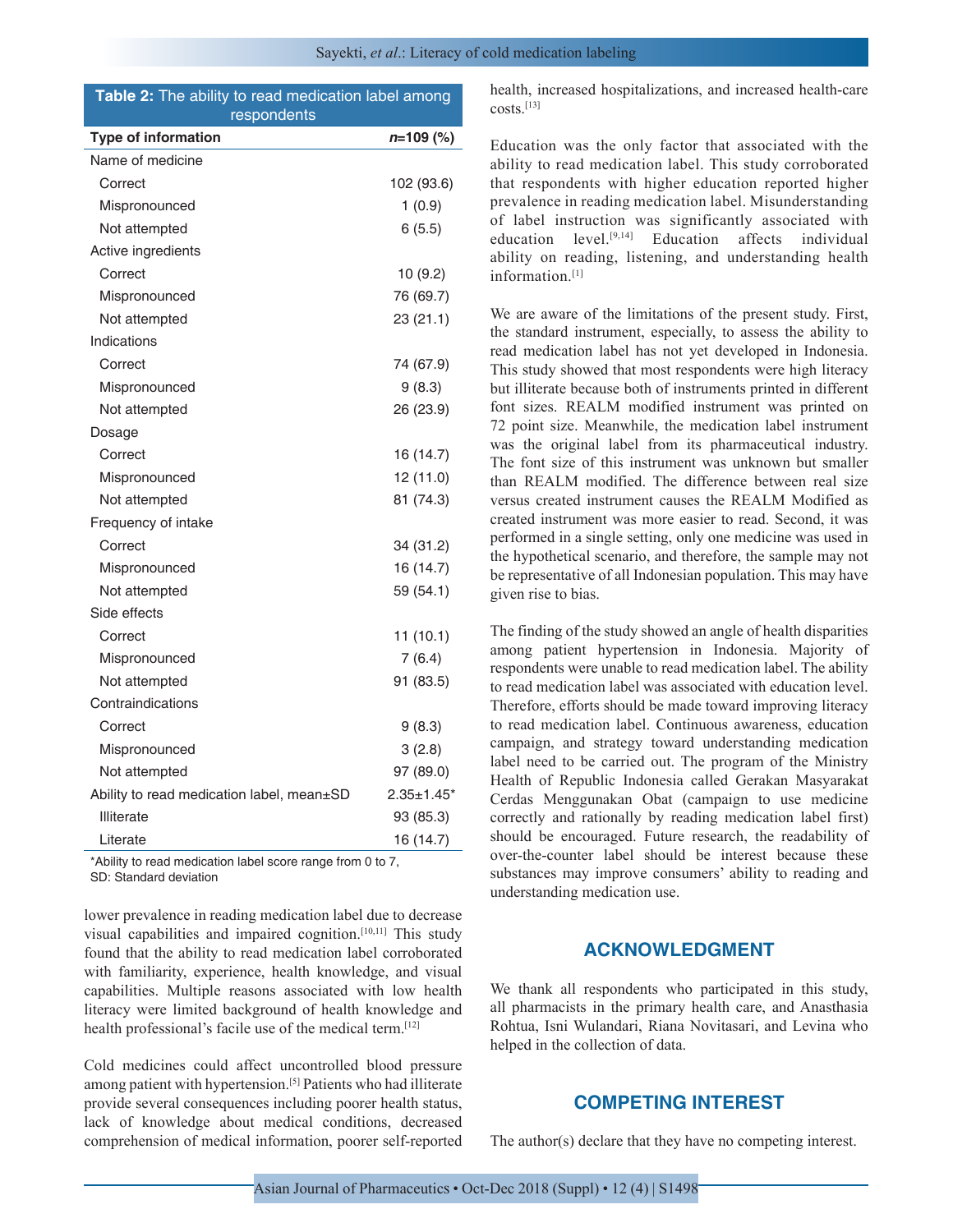**Table 2:** The ability to read medication label among respondents

| Type of information | *n*=109 (%) |
|---|---|
| Name of medicine | |
| Correct | 102 (93.6) |
| Mispronounced | 1 (0.9) |
| Not attempted | 6 (5.5) |
| Active ingredients | |
| Correct | 10 (9.2) |
| Mispronounced | 76 (69.7) |
| Not attempted | 23 (21.1) |
| Indications | |
| Correct | 74 (67.9) |
| Mispronounced | 9 (8.3) |
| Not attempted | 26 (23.9) |
| Dosage | |
| Correct | 16 (14.7) |
| Mispronounced | 12 (11.0) |
| Not attempted | 81 (74.3) |
| Frequency of intake | |
| Correct | 34 (31.2) |
| Mispronounced | 16 (14.7) |
| Not attempted | 59 (54.1) |
| Side effects | |
| Correct | 11 (10.1) |
| Mispronounced | 7 (6.4) |
| Not attempted | 91 (83.5) |
| Contraindications | |
| Correct | 9 (8.3) |
| Mispronounced | 3 (2.8) |
| Not attempted | 97 (89.0) |
| Ability to read medication label, mean±SD | 2.35±1.45* |
| Illiterate | 93 (85.3) |
| Literate | 16 (14.7) |

*Ability to read medication label score range from 0 to 7, SD: Standard deviation

lower prevalence in reading medication label due to decrease visual capabilities and impaired cognition.[10,11] This study found that the ability to read medication label corroborated with familiarity, experience, health knowledge, and visual capabilities. Multiple reasons associated with low health literacy were limited background of health knowledge and health professional's facile use of the medical term.[12]

Cold medicines could affect uncontrolled blood pressure among patient with hypertension.[5] Patients who had illiterate provide several consequences including poorer health status, lack of knowledge about medical conditions, decreased comprehension of medical information, poorer self-reported health, increased hospitalizations, and increased health-care costs.[13]

Education was the only factor that associated with the ability to read medication label. This study corroborated that respondents with higher education reported higher prevalence in reading medication label. Misunderstanding of label instruction was significantly associated with education level.[9,14] Education affects individual ability on reading, listening, and understanding health information.[1]

We are aware of the limitations of the present study. First, the standard instrument, especially, to assess the ability to read medication label has not yet developed in Indonesia. This study showed that most respondents were high literacy but illiterate because both of instruments printed in different font sizes. REALM modified instrument was printed on 72 point size. Meanwhile, the medication label instrument was the original label from its pharmaceutical industry. The font size of this instrument was unknown but smaller than REALM modified. The difference between real size versus created instrument causes the REALM Modified as created instrument was more easier to read. Second, it was performed in a single setting, only one medicine was used in the hypothetical scenario, and therefore, the sample may not be representative of all Indonesian population. This may have given rise to bias.

The finding of the study showed an angle of health disparities among patient hypertension in Indonesia. Majority of respondents were unable to read medication label. The ability to read medication label was associated with education level. Therefore, efforts should be made toward improving literacy to read medication label. Continuous awareness, education campaign, and strategy toward understanding medication label need to be carried out. The program of the Ministry Health of Republic Indonesia called Gerakan Masyarakat Cerdas Menggunakan Obat (campaign to use medicine correctly and rationally by reading medication label first) should be encouraged. Future research, the readability of over-the-counter label should be interest because these substances may improve consumers' ability to reading and understanding medication use.

## ACKNOWLEDGMENT

We thank all respondents who participated in this study, all pharmacists in the primary health care, and Anasthasia Rohtua, Isni Wulandari, Riana Novitasari, and Levina who helped in the collection of data.

## COMPETING INTEREST

The author(s) declare that they have no competing interest.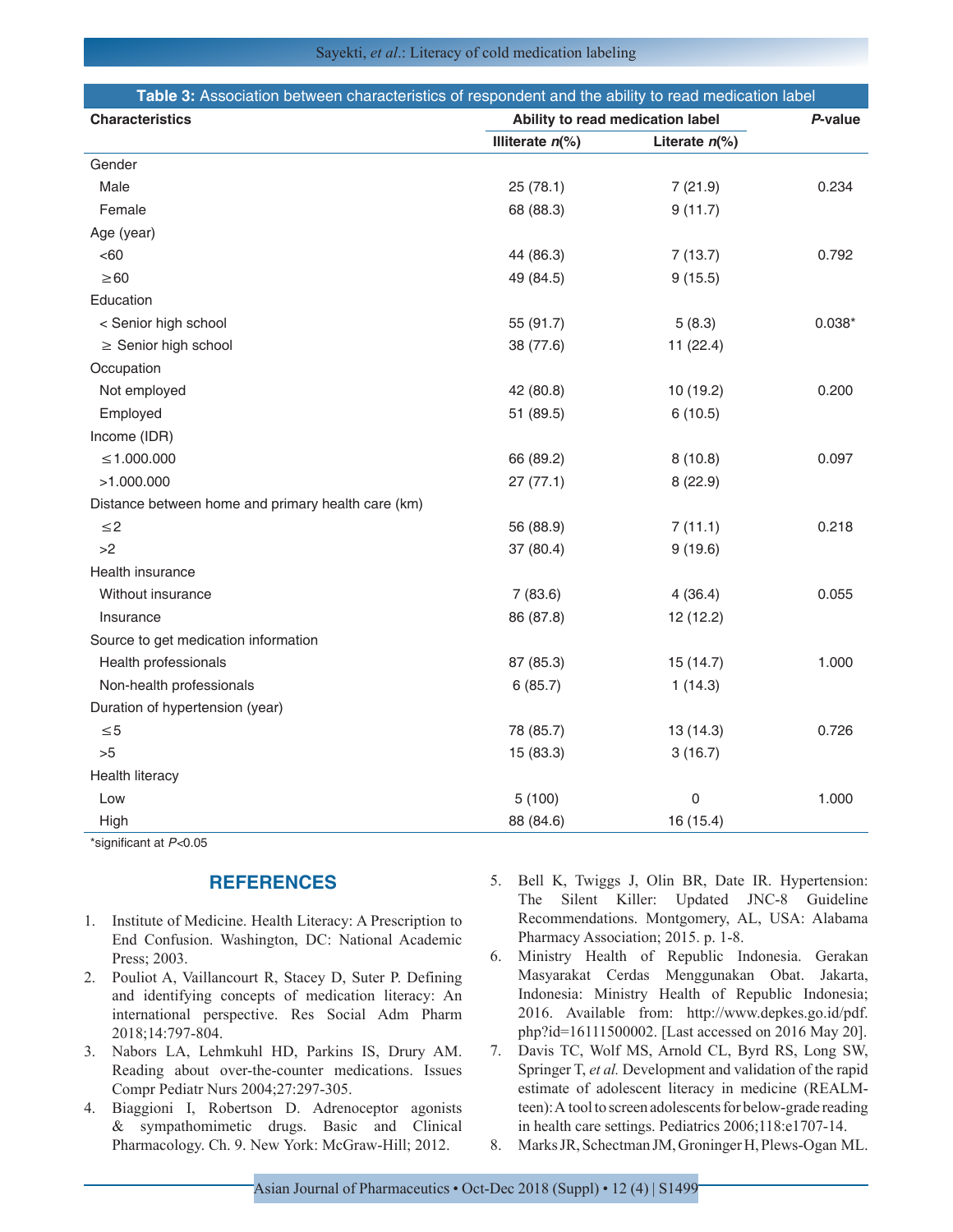**Table 3:** Association between characteristics of respondent and the ability to read medication label

| Characteristics | Ability to read medication label | | *P*-value |
|---|---|---|---|
| | Illiterate *n*(%) | Literate *n*(%) | |
| Gender | | | |
| Male | 25 (78.1) | 7 (21.9) | 0.234 |
| Female | 68 (88.3) | 9 (11.7) | |
| Age (year) | | | |
| <60 | 44 (86.3) | 7 (13.7) | 0.792 |
| ≥60 | 49 (84.5) | 9 (15.5) | |
| Education | | | |
| < Senior high school | 55 (91.7) | 5 (8.3) | 0.038* |
| ≥ Senior high school | 38 (77.6) | 11 (22.4) | |
| Occupation | | | |
| Not employed | 42 (80.8) | 10 (19.2) | 0.200 |
| Employed | 51 (89.5) | 6 (10.5) | |
| Income (IDR) | | | |
| ≤1.000.000 | 66 (89.2) | 8 (10.8) | 0.097 |
| >1.000.000 | 27 (77.1) | 8 (22.9) | |
| Distance between home and primary health care (km) | | | |
| ≤2 | 56 (88.9) | 7 (11.1) | 0.218 |
| >2 | 37 (80.4) | 9 (19.6) | |
| Health insurance | | | |
| Without insurance | 7 (83.6) | 4 (36.4) | 0.055 |
| Insurance | 86 (87.8) | 12 (12.2) | |
| Source to get medication information | | | |
| Health professionals | 87 (85.3) | 15 (14.7) | 1.000 |
| Non-health professionals | 6 (85.7) | 1 (14.3) | |
| Duration of hypertension (year) | | | |
| ≤5 | 78 (85.7) | 13 (14.3) | 0.726 |
| >5 | 15 (83.3) | 3 (16.7) | |
| Health literacy | | | |
| Low | 5 (100) | 0 | 1.000 |
| High | 88 (84.6) | 16 (15.4) | |

*significant at $P<0.05$

## REFERENCES

1. Institute of Medicine. Health Literacy: A Prescription to End Confusion. Washington, DC: National Academic Press; 2003.
2. Pouliot A, Vaillancourt R, Stacey D, Suter P. Defining and identifying concepts of medication literacy: An international perspective. Res Social Adm Pharm 2018;14:797-804.
3. Nabors LA, Lehmkuhl HD, Parkins IS, Drury AM. Reading about over-the-counter medications. Issues Compr Pediatr Nurs 2004;27:297-305.
4. Biaggioni I, Robertson D. Adrenoceptor agonists & sympathomimetic drugs. Basic and Clinical Pharmacology. Ch. 9. New York: McGraw-Hill; 2012.
5. Bell K, Twiggs J, Olin BR, Date IR. Hypertension: The Silent Killer: Updated JNC-8 Guideline Recommendations. Montgomery, AL, USA: Alabama Pharmacy Association; 2015. p. 1-8.
6. Ministry Health of Republic Indonesia. Gerakan Masyarakat Cerdas Menggunakan Obat. Jakarta, Indonesia: Ministry Health of Republic Indonesia; 2016. Available from: http://www.depkes.go.id/pdf.php?id=16111500002. [Last accessed on 2016 May 20].
7. Davis TC, Wolf MS, Arnold CL, Byrd RS, Long SW, Springer T, *et al.* Development and validation of the rapid estimate of adolescent literacy in medicine (REALM-teen): A tool to screen adolescents for below-grade reading in health care settings. Pediatrics 2006;118:e1707-14.
8. Marks JR, Schectman JM, Groninger H, Plews-Ogan ML.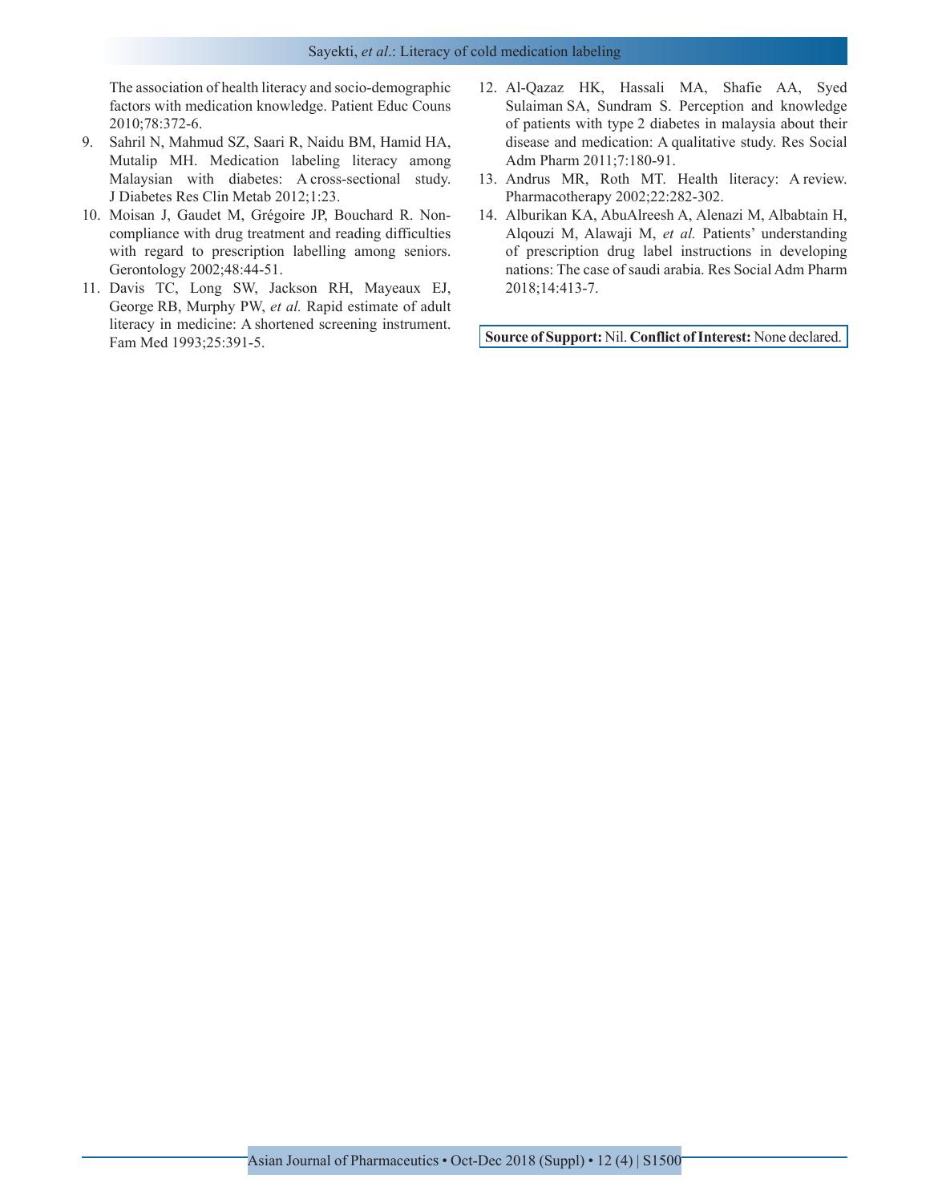The association of health literacy and socio-demographic factors with medication knowledge. Patient Educ Couns 2010;78:372-6.

9. Sahril N, Mahmud SZ, Saari R, Naidu BM, Hamid HA, Mutalip MH. Medication labeling literacy among Malaysian with diabetes: A cross-sectional study. J Diabetes Res Clin Metab 2012;1:23.
10. Moisan J, Gaudet M, Grégoire JP, Bouchard R. Non-compliance with drug treatment and reading difficulties with regard to prescription labelling among seniors. Gerontology 2002;48:44-51.
11. Davis TC, Long SW, Jackson RH, Mayeaux EJ, George RB, Murphy PW, *et al.* Rapid estimate of adult literacy in medicine: A shortened screening instrument. Fam Med 1993;25:391-5.
12. Al-Qazaz HK, Hassali MA, Shafie AA, Syed Sulaiman SA, Sundram S. Perception and knowledge of patients with type 2 diabetes in malaysia about their disease and medication: A qualitative study. Res Social Adm Pharm 2011;7:180-91.
13. Andrus MR, Roth MT. Health literacy: A review. Pharmacotherapy 2002;22:282-302.
14. Alburikan KA, AbuAlreesh A, Alenazi M, Albabtain H, Alqouzi M, Alawaji M, *et al.* Patients' understanding of prescription drug label instructions in developing nations: The case of saudi arabia. Res Social Adm Pharm 2018;14:413-7.

**Source of Support:** Nil. **Conflict of Interest:** None declared.